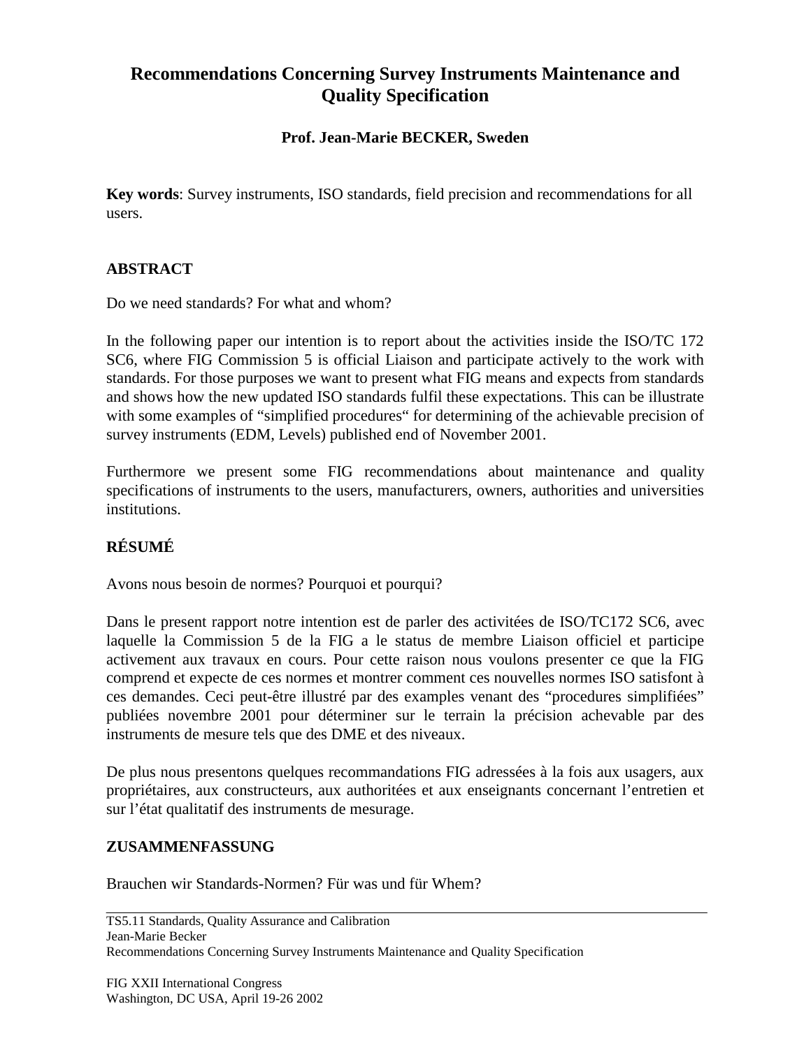# Recommendations Concerning Survey Instruments Maintenance and Quality Specification

**Prof. Jean-Marie BECKER, Sweden**

**Key words**: Survey instruments, ISO standards, field precision and recommendations for all users.

## ABSTRACT

Do we need standards? For what and whom?

In the following paper our intention is to report about the activities inside the ISO/TC 172 SC6, where FIG Commission 5 is official Liaison and participate actively to the work with standards. For those purposes we want to present what FIG means and expects from standards and shows how the new updated ISO standards fulfil these expectations. This can be illustrate with some examples of “simplified procedures“ for determining of the achievable precision of survey instruments (EDM, Levels) published end of November 2001.

Furthermore we present some FIG recommendations about maintenance and quality specifications of instruments to the users, manufacturers, owners, authorities and universities institutions.

## RÉSUMÉ

Avons nous besoin de normes? Pourquoi et pourqui?

Dans le present rapport notre intention est de parler des activitées de ISO/TC172 SC6, avec laquelle la Commission 5 de la FIG a le status de membre Liaison officiel et participe activement aux travaux en cours. Pour cette raison nous voulons presenter ce que la FIG comprend et expecte de ces normes et montrer comment ces nouvelles normes ISO satisfont à ces demandes. Ceci peut-être illustré par des examples venant des “procedures simplifiées” publiées novembre 2001 pour déterminer sur le terrain la précision achevable par des instruments de mesure tels que des DME et des niveaux.

De plus nous presentons quelques recommandations FIG adressées à la fois aux usagers, aux propriétaires, aux constructeurs, aux authoritées et aux enseignants concernant l’entretien et sur l’état qualitatif des instruments de mesurage.

## ZUSAMMENFASSUNG

Brauchen wir Standards-Normen? Für was und für Whem?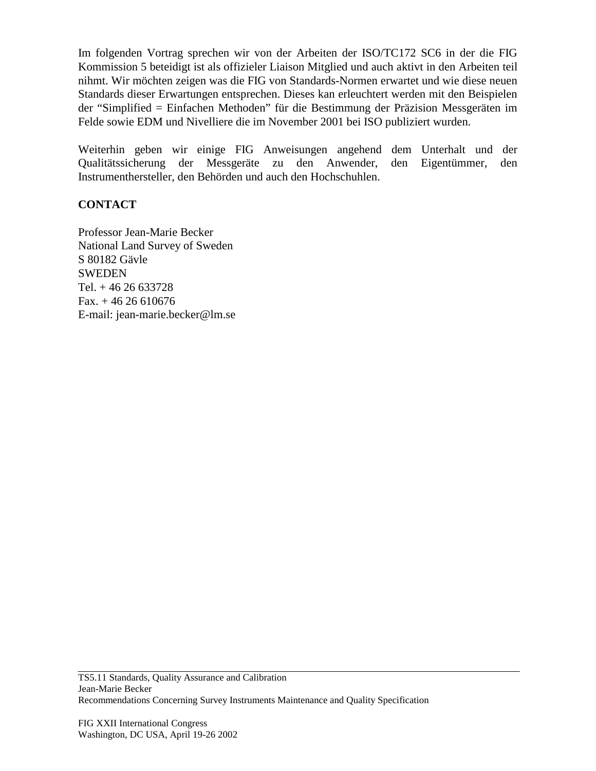Im folgenden Vortrag sprechen wir von der Arbeiten der ISO/TC172 SC6 in der die FIG Kommission 5 beteidigt ist als offizieler Liaison Mitglied und auch aktivt in den Arbeiten teil nihmt. Wir möchten zeigen was die FIG von Standards-Normen erwartet und wie diese neuen Standards dieser Erwartungen entsprechen. Dieses kan erleuchtert werden mit den Beispielen der "Simplified = Einfachen Methoden" für die Bestimmung der Präzision Messgeräten im Felde sowie EDM und Nivelliere die im November 2001 bei ISO publiziert wurden.

Weiterhin geben wir einige FIG Anweisungen angehend dem Unterhalt und der Qualitätssicherung der Messgeräte zu den Anwender, den Eigentümmer, den Instrumenthersteller, den Behörden und auch den Hochschuhlen.

**CONTACT**

Professor Jean-Marie Becker
National Land Survey of Sweden
S 80182 Gävle
SWEDEN
Tel. + 46 26 633728
Fax. + 46 26 610676
E-mail: jean-marie.becker@lm.se